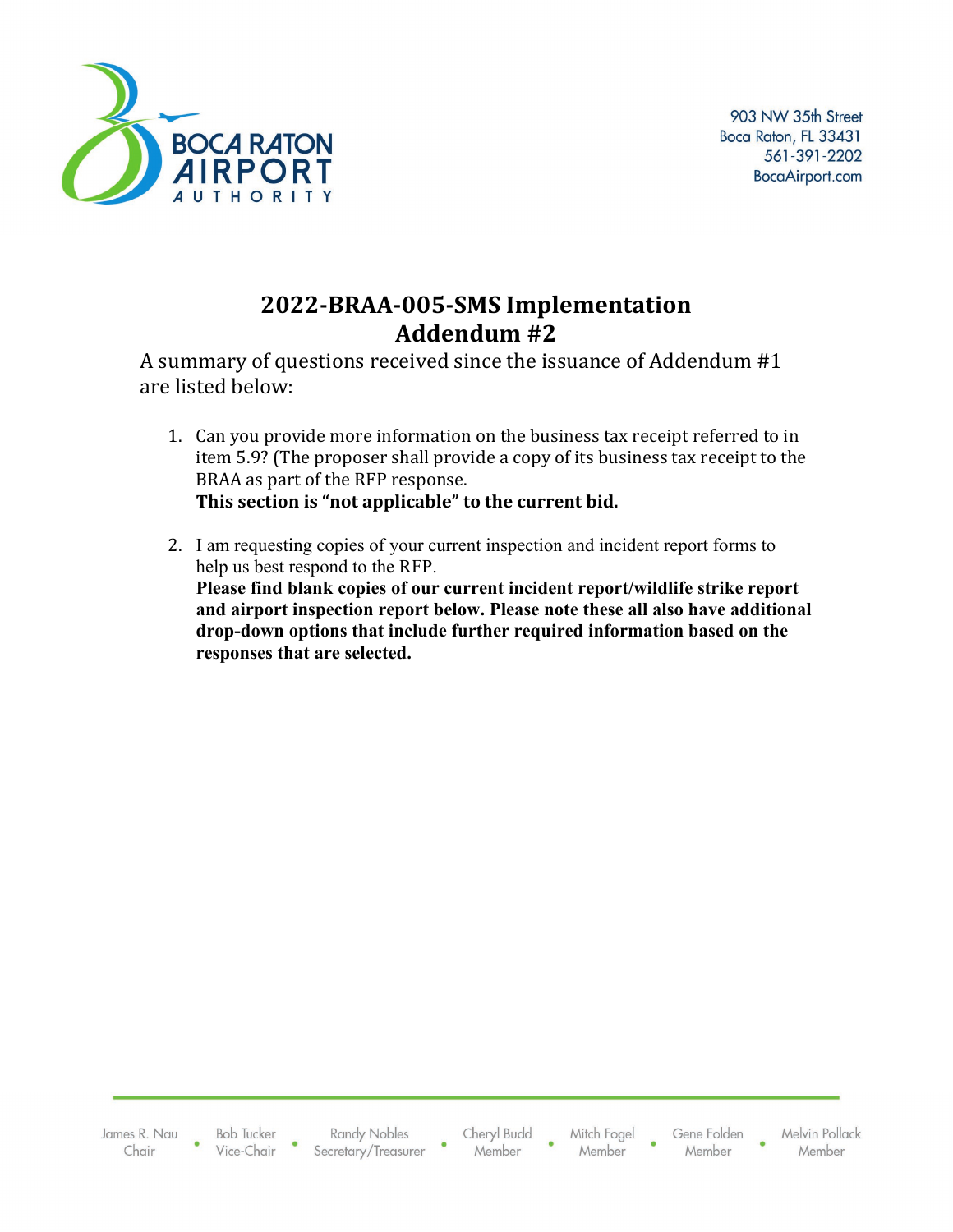BOCA RATON AIRPORT AUTHORITY

903 NW 35th Street
Boca Raton, FL 33431
561-391-2202
BocaAirport.com

# 2022-BRAA-005-SMS Implementation Addendum #2

A summary of questions received since the issuance of Addendum #1 are listed below:

1. Can you provide more information on the business tax receipt referred to in item 5.9? (The proposer shall provide a copy of its business tax receipt to the BRAA as part of the RFP response.
   **This section is "not applicable" to the current bid.**

2. I am requesting copies of your current inspection and incident report forms to help us best respond to the RFP.
   **Please find blank copies of our current incident report/wildlife strike report and airport inspection report below. Please note these all also have additional drop-down options that include further required information based on the responses that are selected.**

James R. Nau, Chair • Bob Tucker, Vice-Chair • Randy Nobles, Secretary/Treasurer • Cheryl Budd, Member • Mitch Fogel, Member • Gene Folden, Member • Melvin Pollack, Member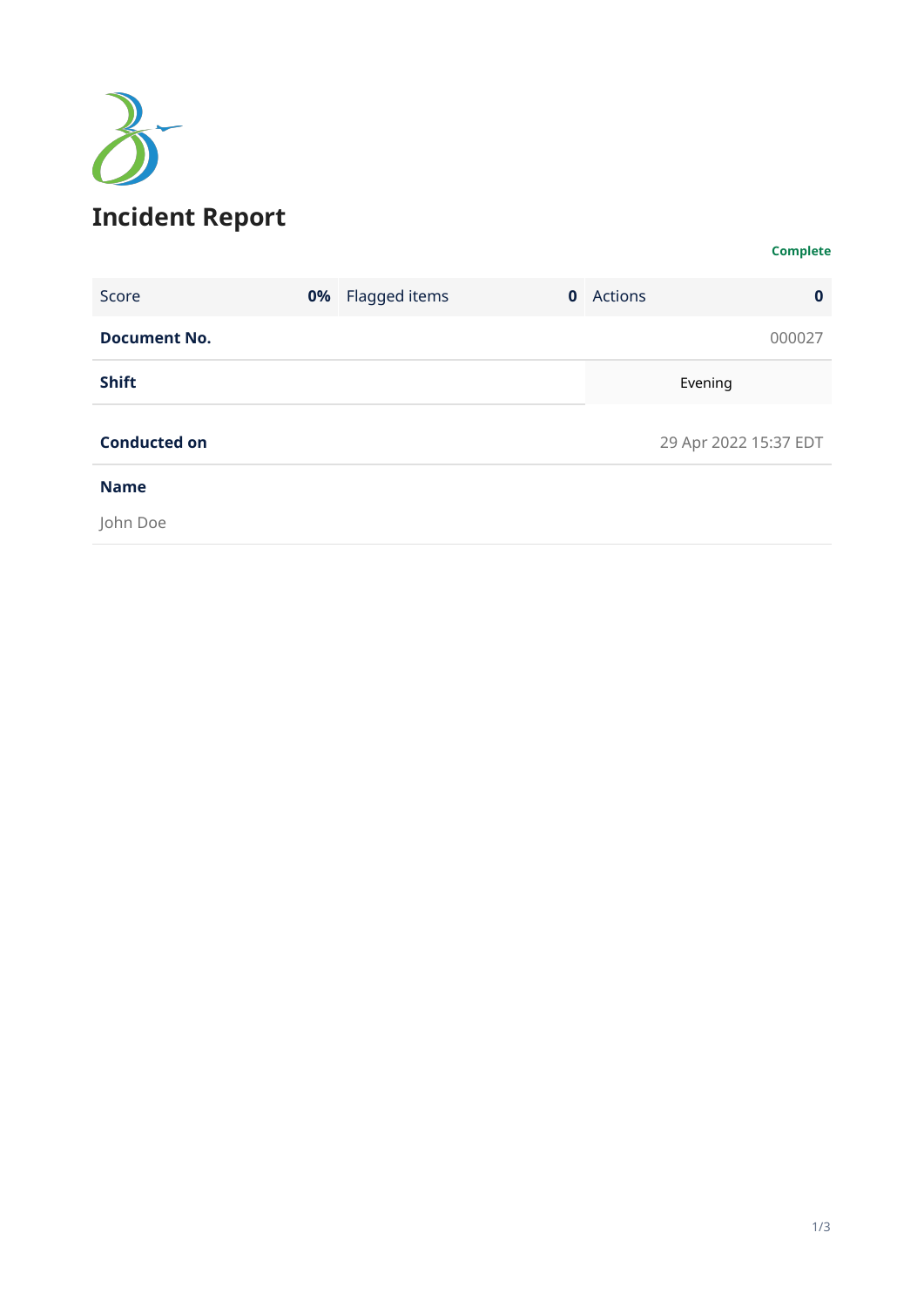# Incident Report

**Complete**

| Score | 0% | Flagged items | 0 | Actions | 0 |
|---|---|---|---|---|---|

| | |
|---|---|
| **Document No.** | 000027 |
| **Shift** | Evening |
| **Conducted on** | 29 Apr 2022 15:37 EDT |

**Name**

John Doe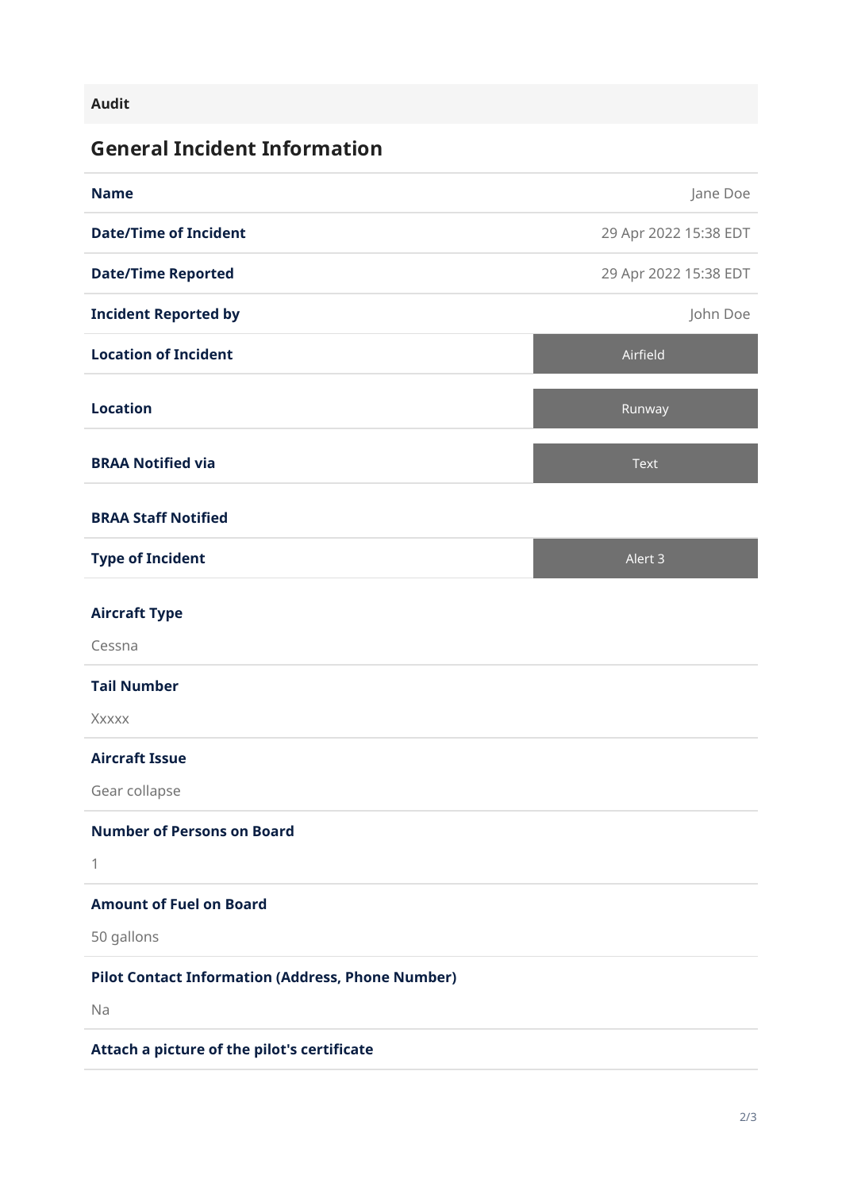**Audit**

## General Incident Information

| | |
|---|---|
| **Name** | Jane Doe |
| **Date/Time of Incident** | 29 Apr 2022 15:38 EDT |
| **Date/Time Reported** | 29 Apr 2022 15:38 EDT |
| **Incident Reported by** | John Doe |
| **Location of Incident** | Airfield |
| **Location** | Runway |
| **BRAA Notified via** | Text |
| **BRAA Staff Notified** | |
| **Type of Incident** | Alert 3 |

**Aircraft Type**

Cessna

**Tail Number**

Xxxxx

**Aircraft Issue**

Gear collapse

**Number of Persons on Board**

1

**Amount of Fuel on Board**

50 gallons

**Pilot Contact Information (Address, Phone Number)**

Na

**Attach a picture of the pilot's certificate**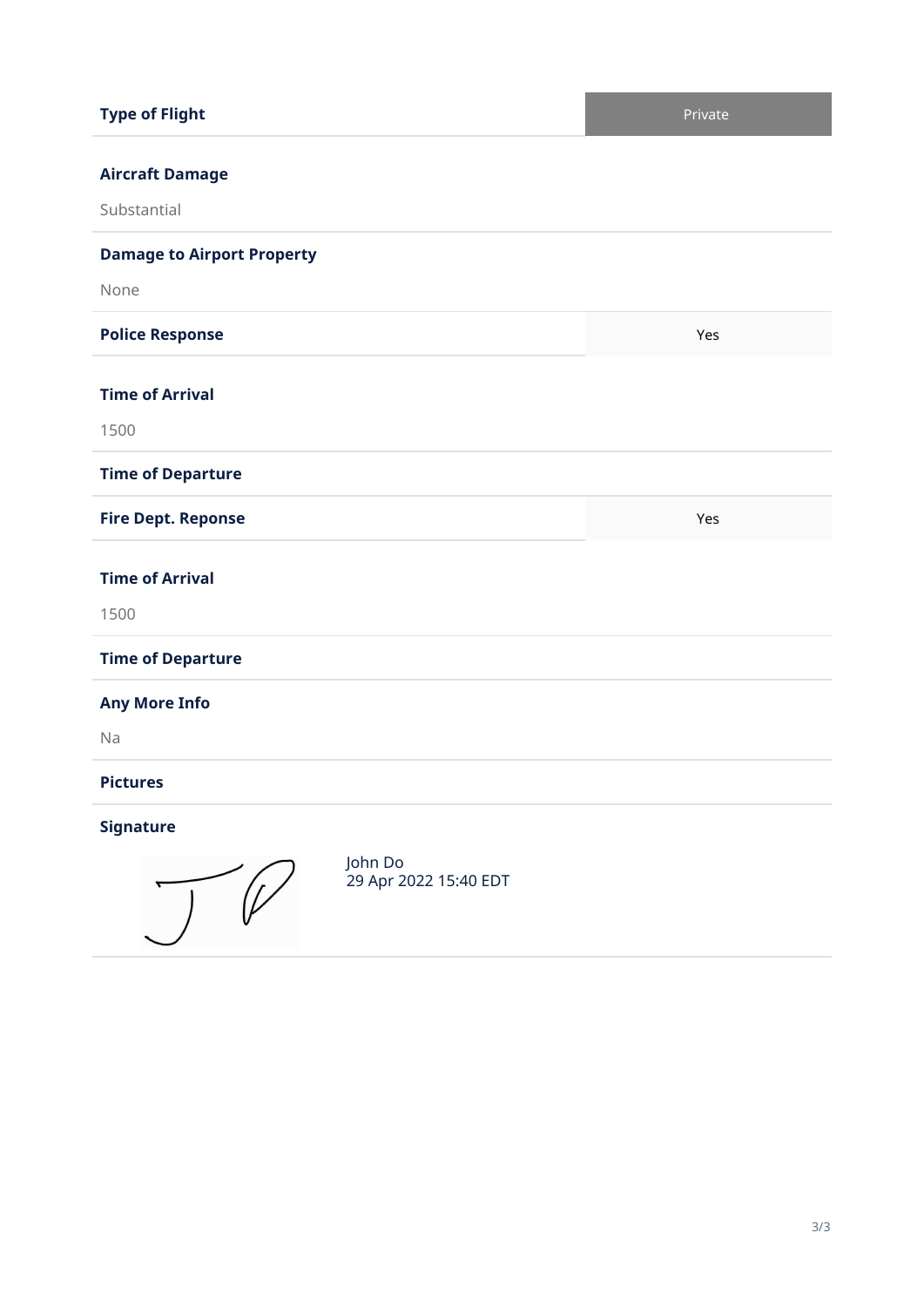| **Type of Flight** | Private |
|---|---|

**Aircraft Damage**

Substantial

**Damage to Airport Property**

None

| **Police Response** | Yes |
|---|---|

**Time of Arrival**

1500

**Time of Departure**

| **Fire Dept. Reponse** | Yes |
|---|---|

**Time of Arrival**

1500

**Time of Departure**

**Any More Info**

Na

**Pictures**

**Signature**

John Do
29 Apr 2022 15:40 EDT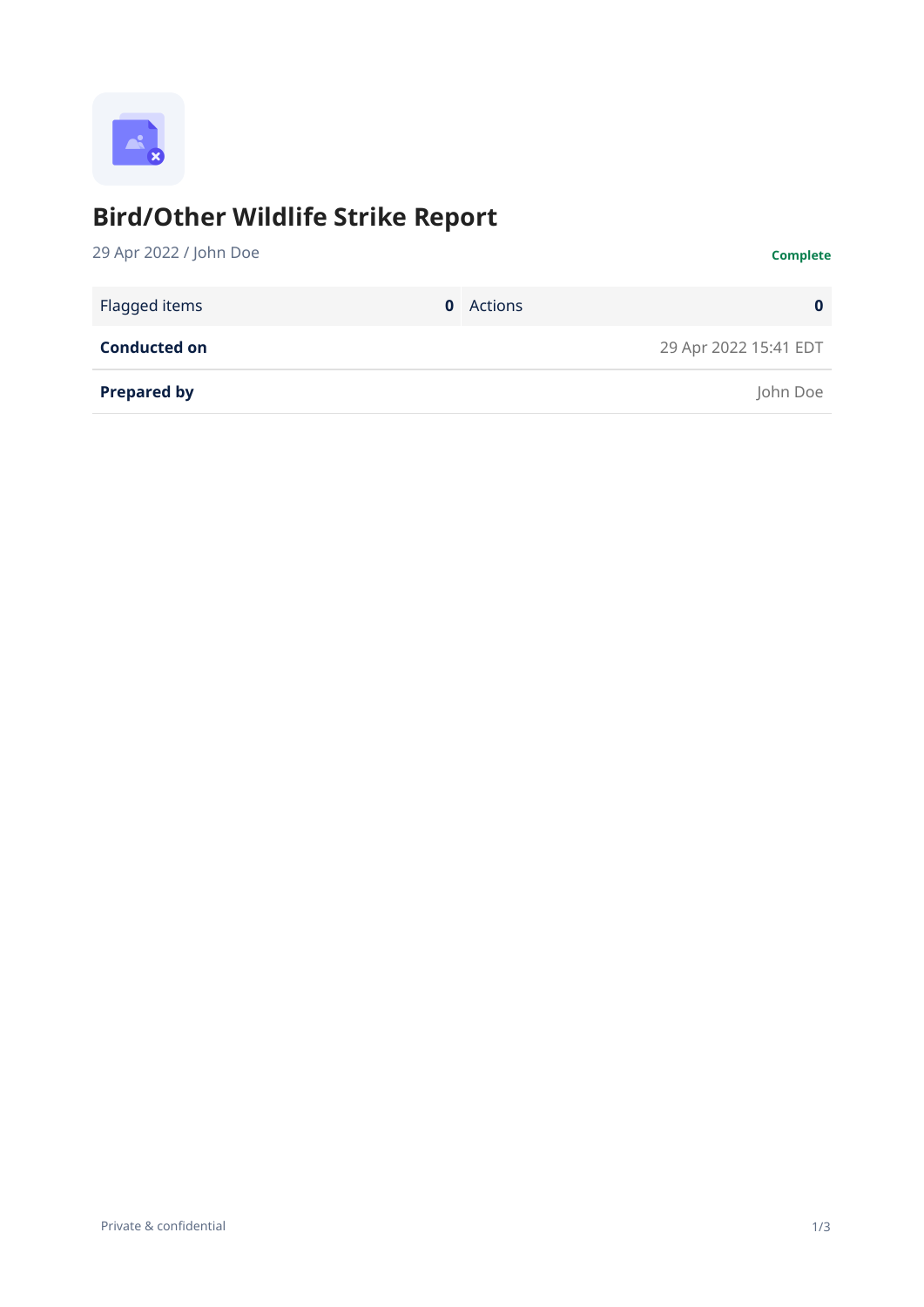# Bird/Other Wildlife Strike Report

29 Apr 2022 / John Doe

**Complete**

| Flagged items | 0 | Actions | 0 |
| --- | --- | --- | --- |

| | |
| --- | --- |
| **Conducted on** | 29 Apr 2022 15:41 EDT |
| **Prepared by** | John Doe |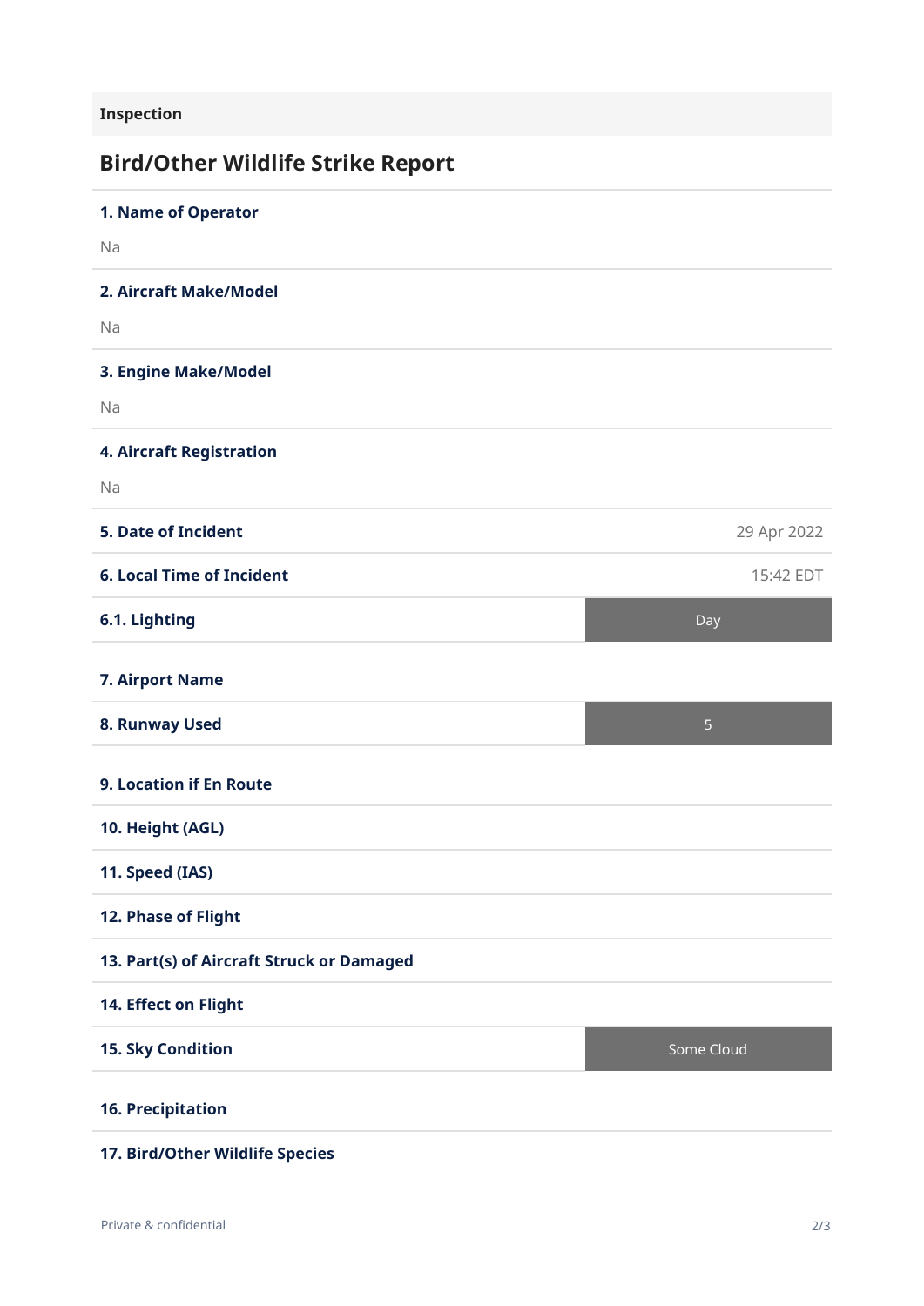## Inspection

# Bird/Other Wildlife Strike Report

**1. Name of Operator**

Na

**2. Aircraft Make/Model**

Na

**3. Engine Make/Model**

Na

**4. Aircraft Registration**

Na

| | |
|---|---|
| **5. Date of Incident** | 29 Apr 2022 |
| **6. Local Time of Incident** | 15:42 EDT |
| **6.1. Lighting** | Day |

**7. Airport Name**

| | |
|---|---|
| **8. Runway Used** | 5 |

**9. Location if En Route**

**10. Height (AGL)**

**11. Speed (IAS)**

**12. Phase of Flight**

**13. Part(s) of Aircraft Struck or Damaged**

**14. Effect on Flight**

| | |
|---|---|
| **15. Sky Condition** | Some Cloud |

**16. Precipitation**

**17. Bird/Other Wildlife Species**

Private & confidential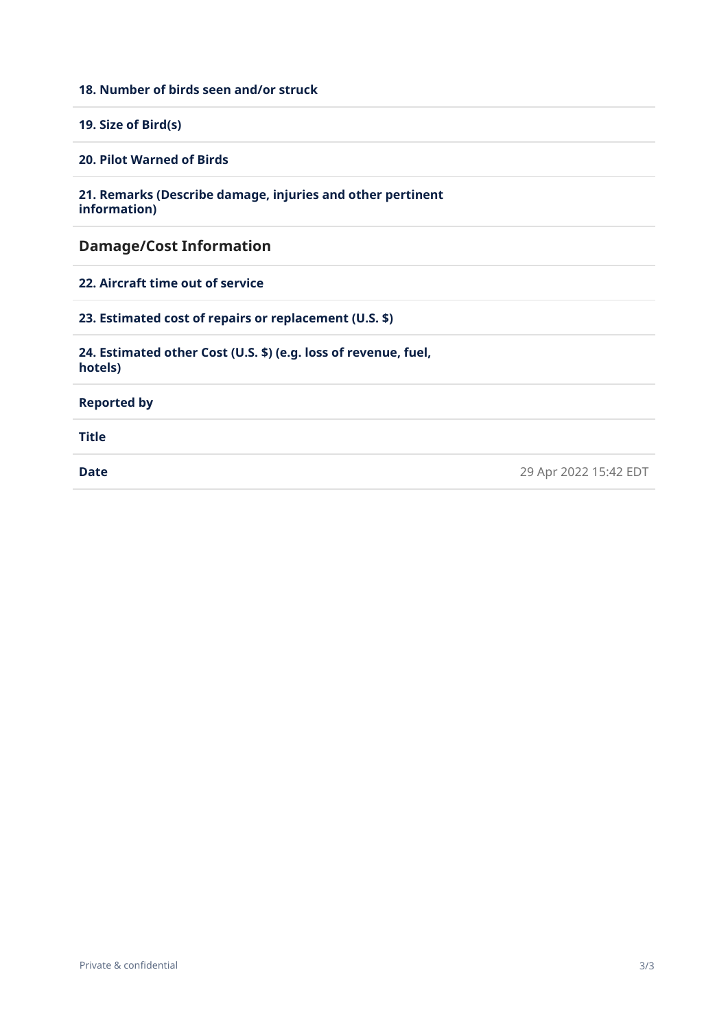| | |
|---|---|
| **18. Number of birds seen and/or struck** | |
| **19. Size of Bird(s)** | |
| **20. Pilot Warned of Birds** | |
| **21. Remarks (Describe damage, injuries and other pertinent information)** | |

## Damage/Cost Information

| | |
|---|---|
| **22. Aircraft time out of service** | |
| **23. Estimated cost of repairs or replacement (U.S. $)** | |
| **24. Estimated other Cost (U.S. $) (e.g. loss of revenue, fuel, hotels)** | |
| **Reported by** | |
| **Title** | |
| **Date** | 29 Apr 2022 15:42 EDT |

Private & confidential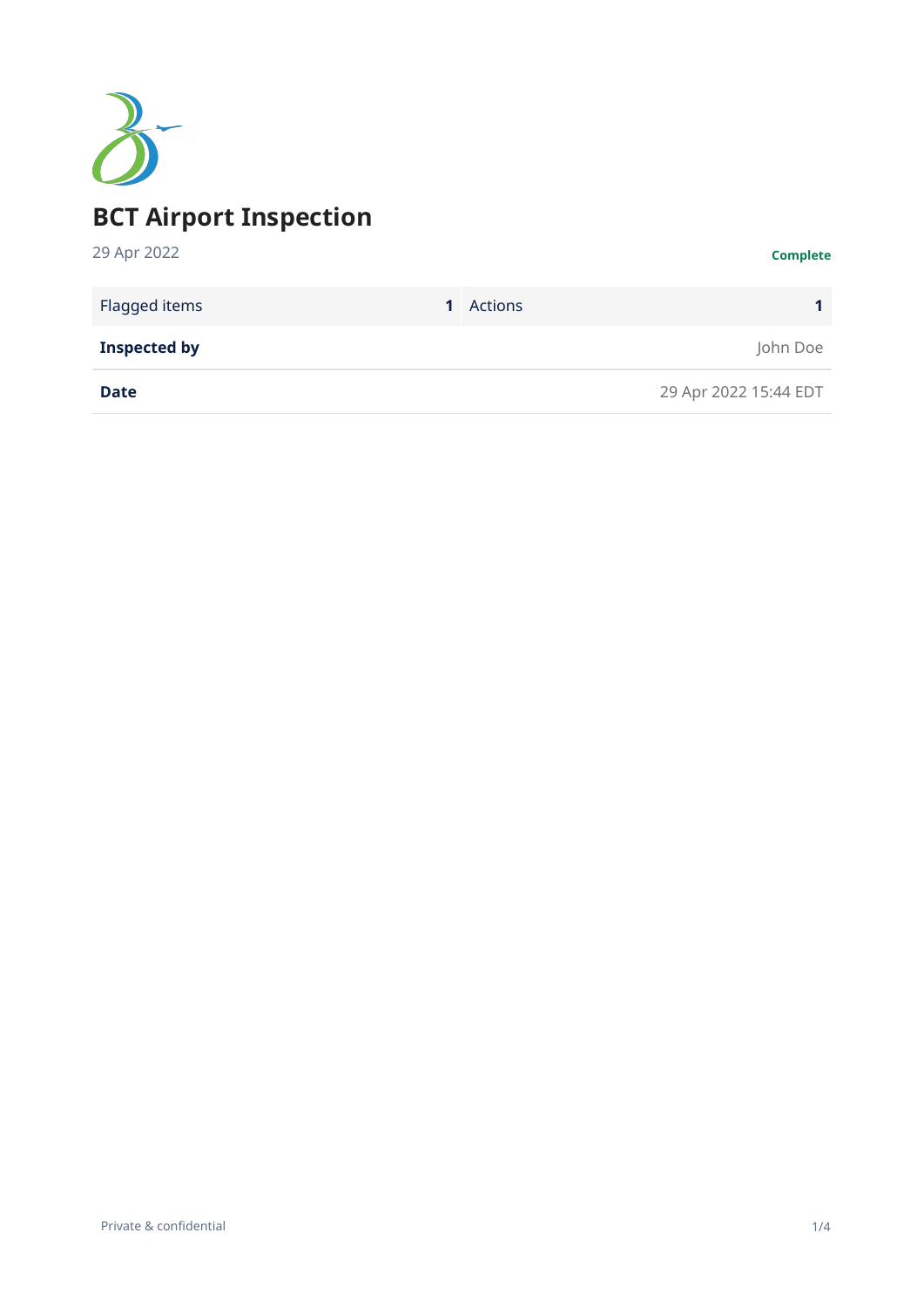# BCT Airport Inspection

29 Apr 2022

**Complete**

| Flagged items | 1 | Actions | 1 |
|---|---|---|---|

| | |
|---|---|
| **Inspected by** | John Doe |
| **Date** | 29 Apr 2022 15:44 EDT |

Private & confidential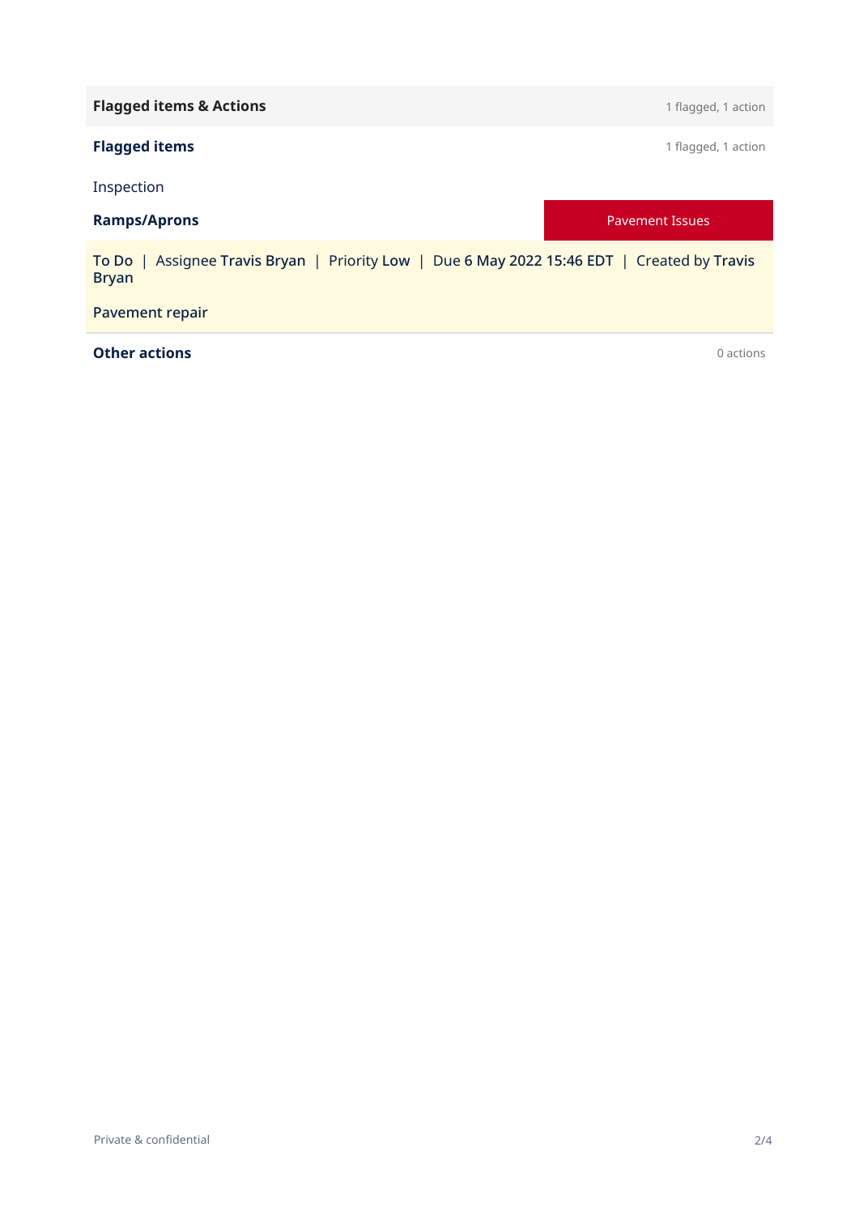## Flagged items & Actions

1 flagged, 1 action

### Flagged items

1 flagged, 1 action

Inspection

| **Ramps/Aprons** | Pavement Issues |
| --- | --- |

To Do | Assignee Travis Bryan | Priority Low | Due 6 May 2022 15:46 EDT | Created by Travis Bryan

Pavement repair

### Other actions

0 actions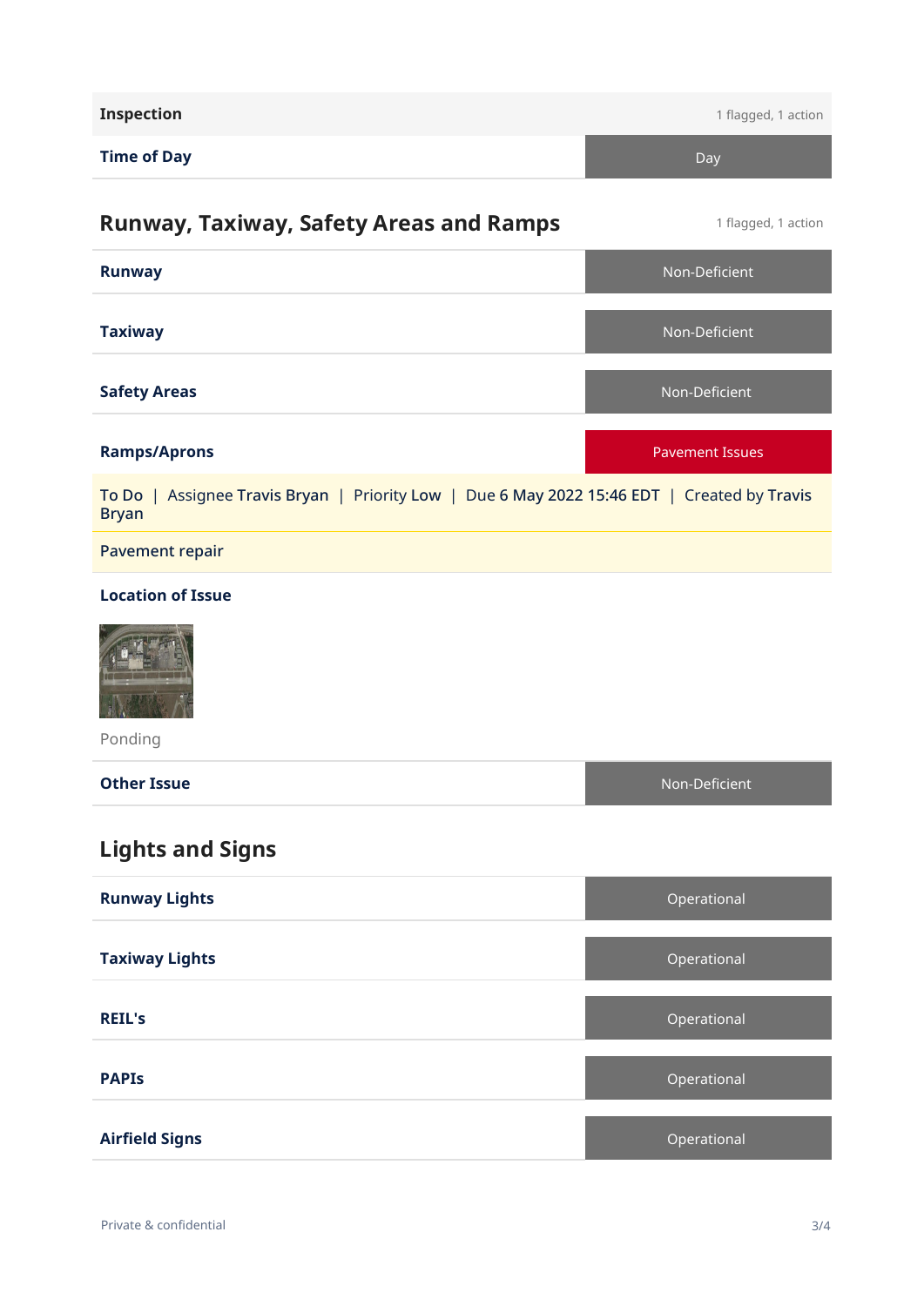| Inspection | 1 flagged, 1 action |
| --- | --- |
| **Time of Day** | Day |

## Runway, Taxiway, Safety Areas and Ramps

1 flagged, 1 action

| | |
| --- | --- |
| **Runway** | Non-Deficient |
| **Taxiway** | Non-Deficient |
| **Safety Areas** | Non-Deficient |
| **Ramps/Aprons** | Pavement Issues |

To Do | Assignee Travis Bryan | Priority Low | Due 6 May 2022 15:46 EDT | Created by Travis Bryan

Pavement repair

**Location of Issue**

Ponding

| | |
| --- | --- |
| **Other Issue** | Non-Deficient |

## Lights and Signs

| | |
| --- | --- |
| **Runway Lights** | Operational |
| **Taxiway Lights** | Operational |
| **REIL's** | Operational |
| **PAPIs** | Operational |
| **Airfield Signs** | Operational |

Private & confidential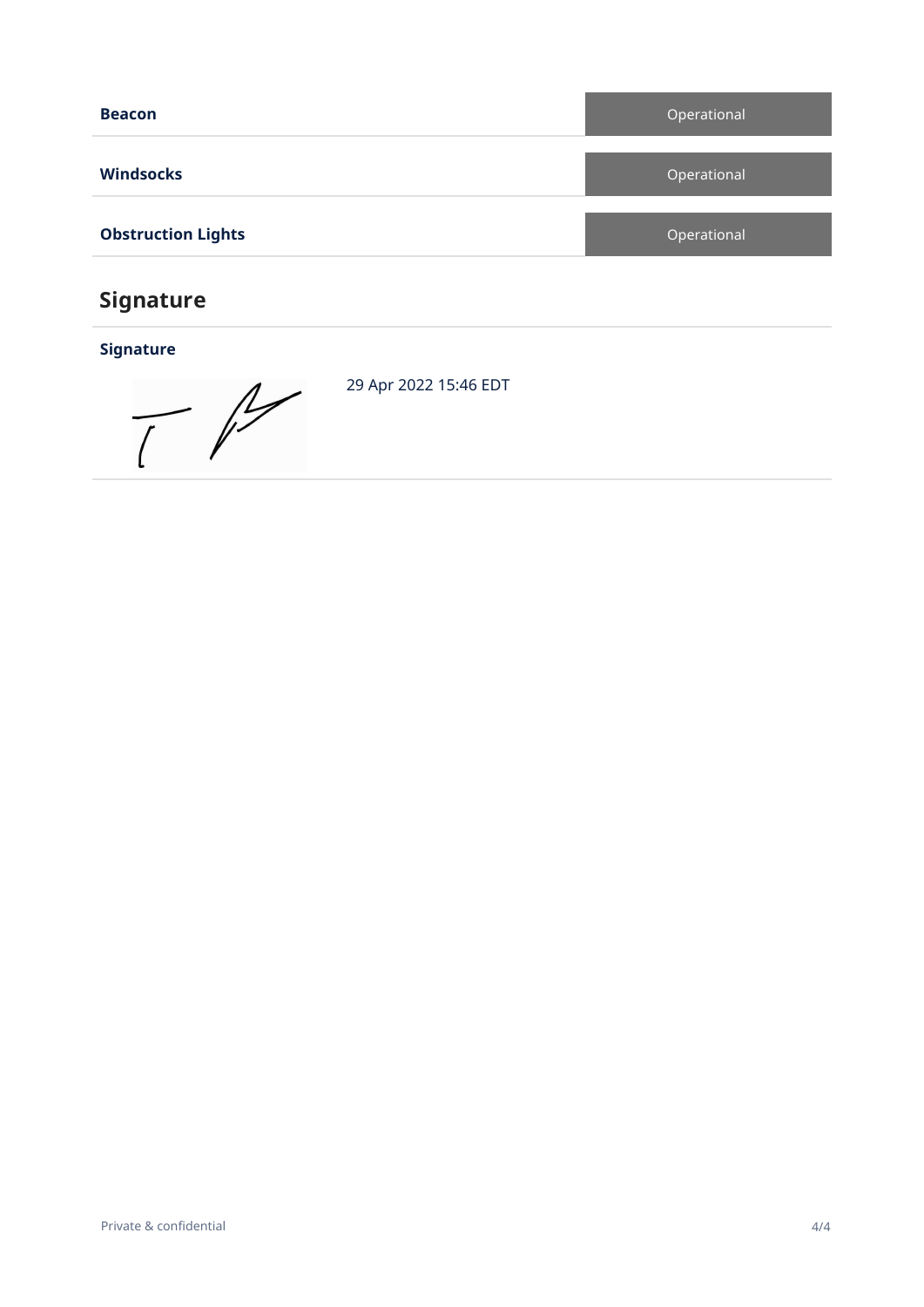| | |
|---|---|
| **Beacon** | Operational |
| **Windsocks** | Operational |
| **Obstruction Lights** | Operational |

## Signature

**Signature**

29 Apr 2022 15:46 EDT

Private & confidential